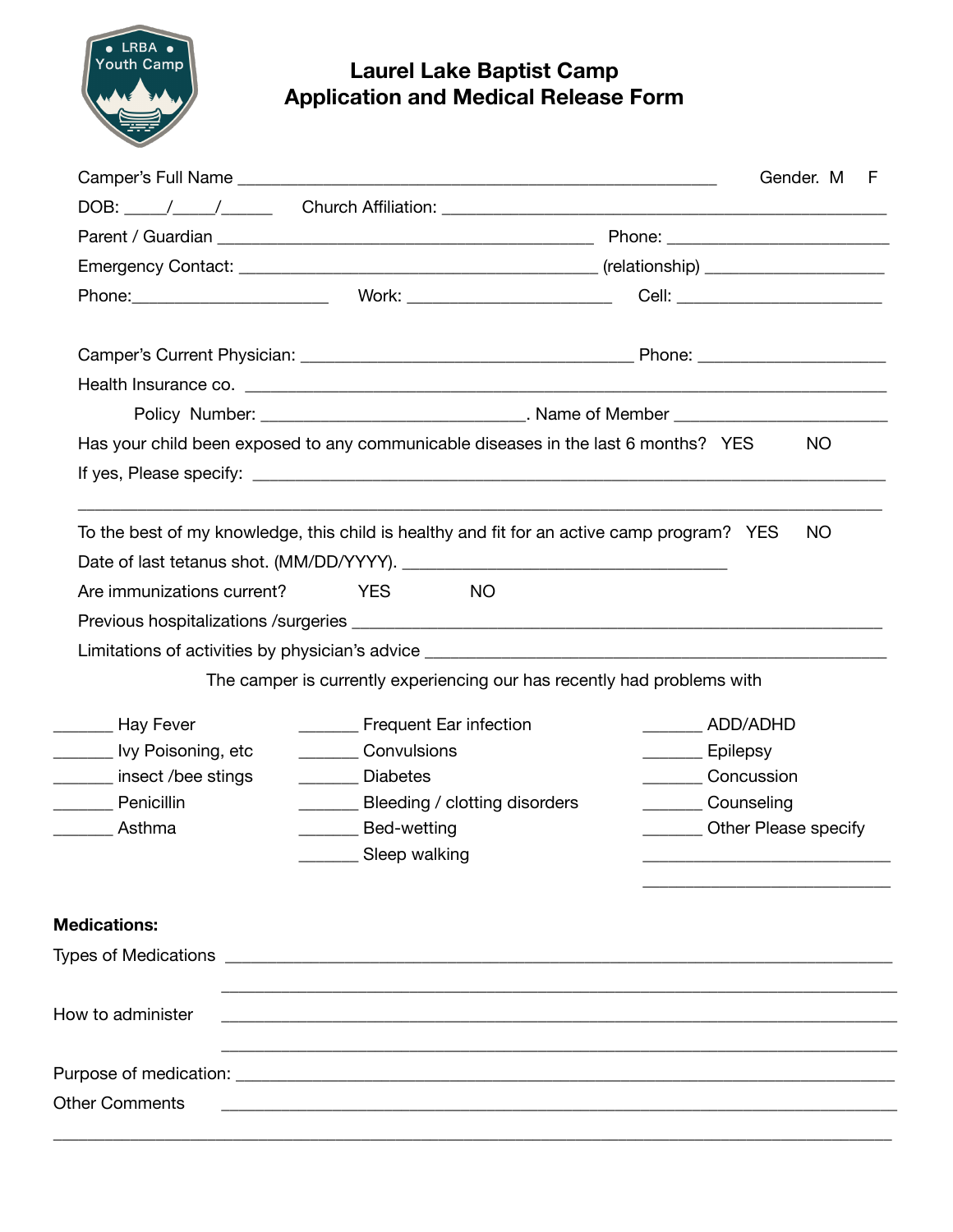# Laurel Lake Baptist Camp
## Application and Medical Release Form

Camper's Full Name ________________________________________________ Gender. M F

DOB: ____/____/_____ Church Affiliation: ________________________________________

Parent / Guardian ______________________________________ Phone: ______________________

Emergency Contact: ____________________________________ (relationship) _________________

Phone:____________________ Work: ____________________ Cell: ____________________

Camper's Current Physician: __________________________________ Phone: __________________

Health Insurance co. ____________________________________________________________

Policy Number: ___________________________. Name of Member ______________________

Has your child been exposed to any communicable diseases in the last 6 months? YES NO

If yes, Please specify: ___________________________________________________________

_____________________________________________________________________________

To the best of my knowledge, this child is healthy and fit for an active camp program? YES NO

Date of last tetanus shot. (MM/DD/YYYY). __________________________________

Are immunizations current? YES NO

Previous hospitalizations /surgeries ________________________________________________

Limitations of activities by physician's advice ________________________________________

The camper is currently experiencing our has recently had problems with

______ Hay Fever
______ Ivy Poisoning, etc
______ insect /bee stings
______ Penicillin
______ Asthma

______ Frequent Ear infection
______ Convulsions
______ Diabetes
______ Bleeding / clotting disorders
______ Bed-wetting
______ Sleep walking

______ ADD/ADHD
______ Epilepsy
______ Concussion
______ Counseling
______ Other Please specify
__________________________
__________________________

**Medications:**

Types of Medications ____________________________________________________________

_____________________________________________________________________________

How to administer ______________________________________________________________

_____________________________________________________________________________

Purpose of medication: __________________________________________________________

Other Comments _______________________________________________________________

_____________________________________________________________________________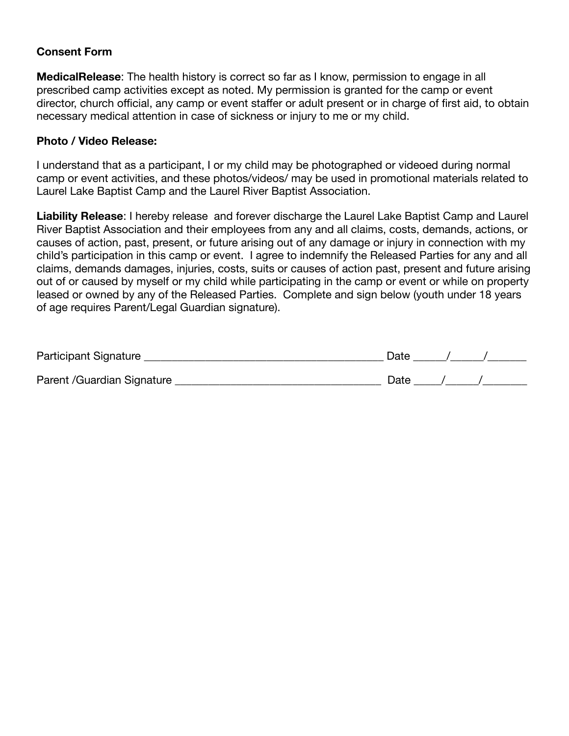**Consent Form**

**MedicalRelease**: The health history is correct so far as I know, permission to engage in all prescribed camp activities except as noted. My permission is granted for the camp or event director, church official, any camp or event staffer or adult present or in charge of first aid, to obtain necessary medical attention in case of sickness or injury to me or my child.

**Photo / Video Release:**

I understand that as a participant, I or my child may be photographed or videoed during normal camp or event activities, and these photos/videos/ may be used in promotional materials related to Laurel Lake Baptist Camp and the Laurel River Baptist Association.

**Liability Release**: I hereby release and forever discharge the Laurel Lake Baptist Camp and Laurel River Baptist Association and their employees from any and all claims, costs, demands, actions, or causes of action, past, present, or future arising out of any damage or injury in connection with my child's participation in this camp or event. I agree to indemnify the Released Parties for any and all claims, demands damages, injuries, costs, suits or causes of action past, present and future arising out of or caused by myself or my child while participating in the camp or event or while on property leased or owned by any of the Released Parties. Complete and sign below (youth under 18 years of age requires Parent/Legal Guardian signature).

Participant Signature ________________________________________ Date _____/_____/______

Parent /Guardian Signature ___________________________________ Date _____/_____/_______